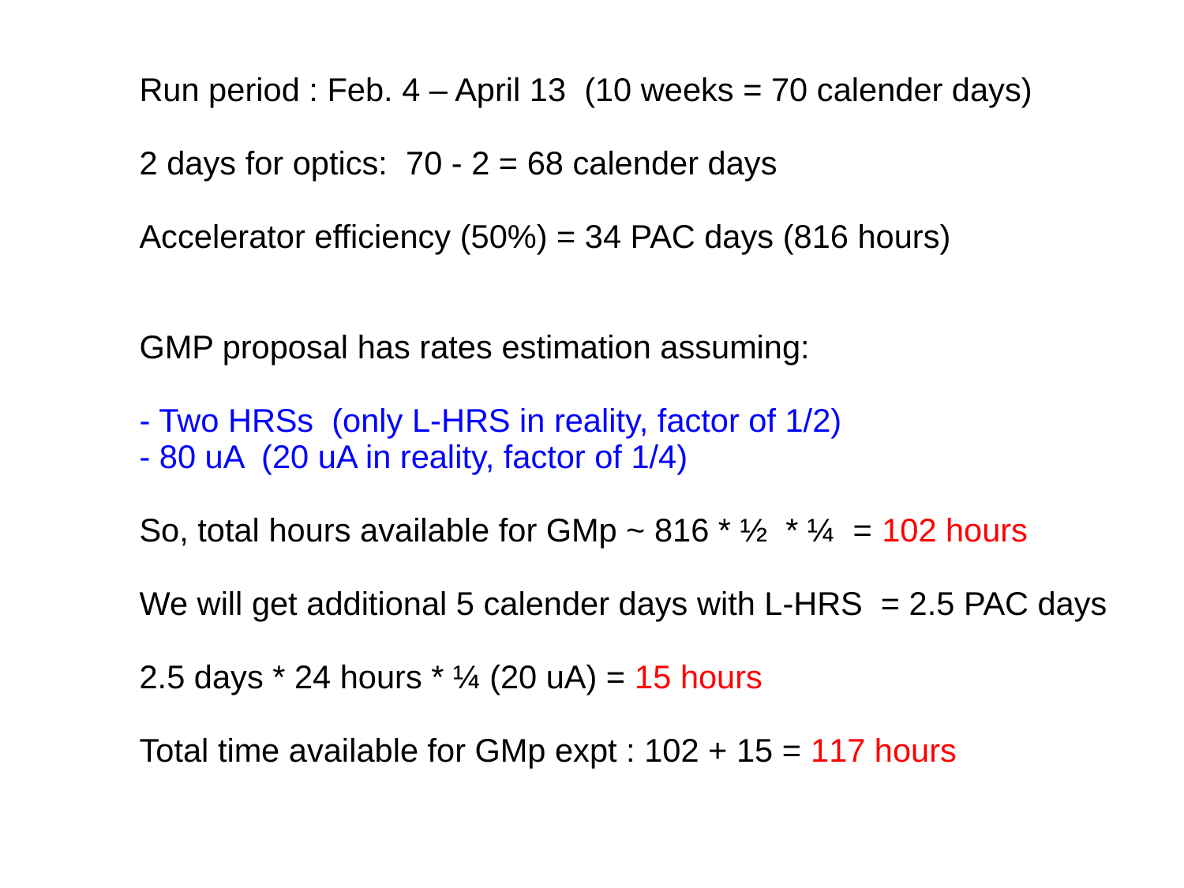Run period : Feb. 4 – April 13  (10 weeks = 70 calender days)

2 days for optics:  70 - 2 = 68 calender days

Accelerator efficiency (50%) = 34 PAC days (816 hours)

GMP proposal has rates estimation assuming:

- Two HRSs  (only L-HRS in reality, factor of 1/2)
- 80 uA  (20 uA in reality, factor of 1/4)

So, total hours available for GMp ~ 816 * ½  * ¼  = 102 hours

We will get additional 5 calender days with L-HRS  = 2.5 PAC days

2.5 days * 24 hours * ¼ (20 uA) = 15 hours

Total time available for GMp expt : 102 + 15 = 117 hours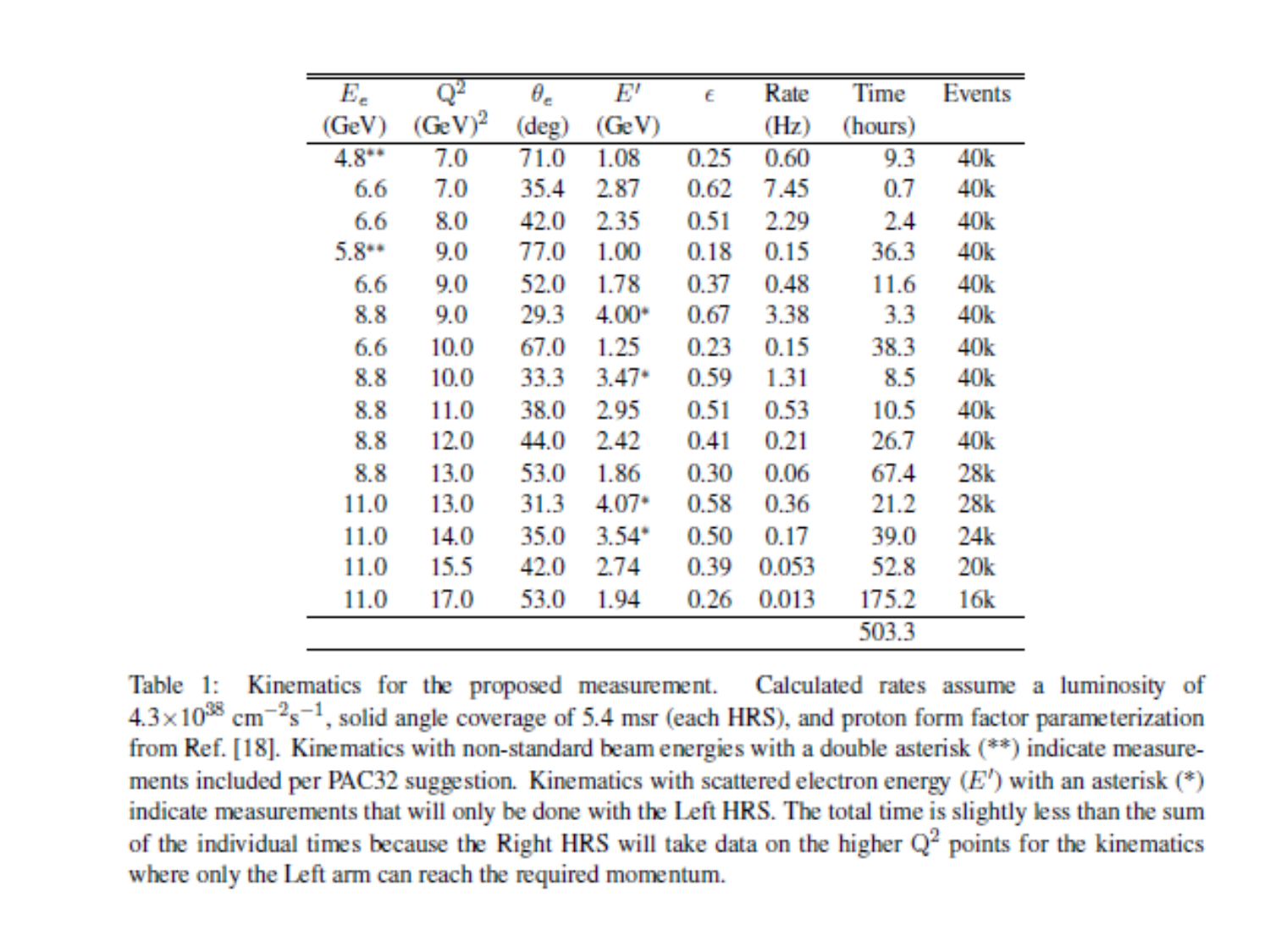| $E_e$ (GeV) | $Q^2$ (GeV)$^2$ | $\theta_e$ (deg) | $E'$ (GeV) | $\epsilon$ | Rate (Hz) | Time (hours) | Events |
|---|---|---|---|---|---|---|---|
| 4.8** | 7.0 | 71.0 | 1.08 | 0.25 | 0.60 | 9.3 | 40k |
| 6.6 | 7.0 | 35.4 | 2.87 | 0.62 | 7.45 | 0.7 | 40k |
| 6.6 | 8.0 | 42.0 | 2.35 | 0.51 | 2.29 | 2.4 | 40k |
| 5.8** | 9.0 | 77.0 | 1.00 | 0.18 | 0.15 | 36.3 | 40k |
| 6.6 | 9.0 | 52.0 | 1.78 | 0.37 | 0.48 | 11.6 | 40k |
| 8.8 | 9.0 | 29.3 | 4.00* | 0.67 | 3.38 | 3.3 | 40k |
| 6.6 | 10.0 | 67.0 | 1.25 | 0.23 | 0.15 | 38.3 | 40k |
| 8.8 | 10.0 | 33.3 | 3.47* | 0.59 | 1.31 | 8.5 | 40k |
| 8.8 | 11.0 | 38.0 | 2.95 | 0.51 | 0.53 | 10.5 | 40k |
| 8.8 | 12.0 | 44.0 | 2.42 | 0.41 | 0.21 | 26.7 | 40k |
| 8.8 | 13.0 | 53.0 | 1.86 | 0.30 | 0.06 | 67.4 | 28k |
| 11.0 | 13.0 | 31.3 | 4.07* | 0.58 | 0.36 | 21.2 | 28k |
| 11.0 | 14.0 | 35.0 | 3.54* | 0.50 | 0.17 | 39.0 | 24k |
| 11.0 | 15.5 | 42.0 | 2.74 | 0.39 | 0.053 | 52.8 | 20k |
| 11.0 | 17.0 | 53.0 | 1.94 | 0.26 | 0.013 | 175.2 | 16k |
| | | | | | | 503.3 | |

Table 1: Kinematics for the proposed measurement. Calculated rates assume a luminosity of $4.3\times10^{38}$ cm$^{-2}$s$^{-1}$, solid angle coverage of 5.4 msr (each HRS), and proton form factor parameterization from Ref. [18]. Kinematics with non-standard beam energies with a double asterisk (**) indicate measurements included per PAC32 suggestion. Kinematics with scattered electron energy ($E'$) with an asterisk (*) indicate measurements that will only be done with the Left HRS. The total time is slightly less than the sum of the individual times because the Right HRS will take data on the higher $Q^2$ points for the kinematics where only the Left arm can reach the required momentum.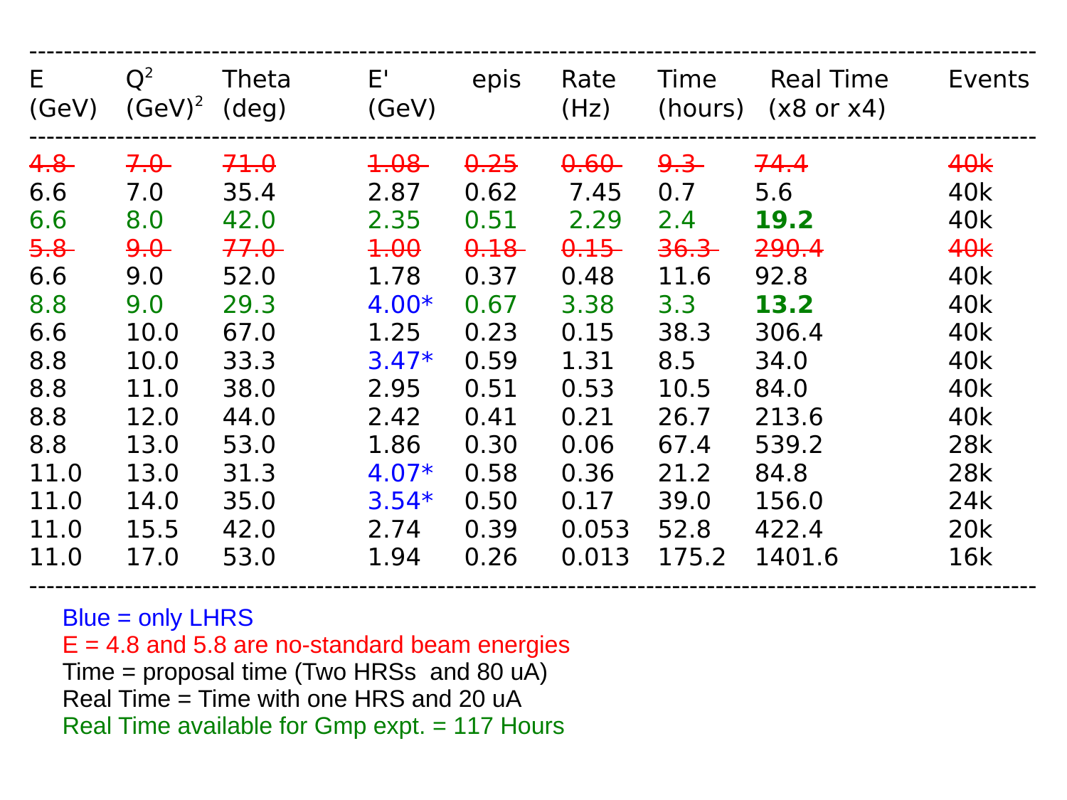| E (GeV) | $Q^2$ $(GeV)^2$ | Theta (deg) | E' (GeV) | epis | Rate (Hz) | Time (hours) | Real Time (x8 or x4) | Events |
|---|---|---|---|---|---|---|---|---|
| ~~4.8~~ | ~~7.0~~ | ~~71.0~~ | ~~1.08~~ | ~~0.25~~ | ~~0.60~~ | ~~9.3~~ | ~~74.4~~ | ~~40k~~ |
| 6.6 | 7.0 | 35.4 | 2.87 | 0.62 | 7.45 | 0.7 | 5.6 | 40k |
| 6.6 | 8.0 | 42.0 | 2.35 | 0.51 | 2.29 | 2.4 | **19.2** | 40k |
| ~~5.8~~ | ~~9.0~~ | ~~77.0~~ | ~~1.00~~ | ~~0.18~~ | ~~0.15~~ | ~~36.3~~ | ~~290.4~~ | ~~40k~~ |
| 6.6 | 9.0 | 52.0 | 1.78 | 0.37 | 0.48 | 11.6 | 92.8 | 40k |
| 8.8 | 9.0 | 29.3 | 4.00* | 0.67 | 3.38 | 3.3 | **13.2** | 40k |
| 6.6 | 10.0 | 67.0 | 1.25 | 0.23 | 0.15 | 38.3 | 306.4 | 40k |
| 8.8 | 10.0 | 33.3 | 3.47* | 0.59 | 1.31 | 8.5 | 34.0 | 40k |
| 8.8 | 11.0 | 38.0 | 2.95 | 0.51 | 0.53 | 10.5 | 84.0 | 40k |
| 8.8 | 12.0 | 44.0 | 2.42 | 0.41 | 0.21 | 26.7 | 213.6 | 40k |
| 8.8 | 13.0 | 53.0 | 1.86 | 0.30 | 0.06 | 67.4 | 539.2 | 28k |
| 11.0 | 13.0 | 31.3 | 4.07* | 0.58 | 0.36 | 21.2 | 84.8 | 28k |
| 11.0 | 14.0 | 35.0 | 3.54* | 0.50 | 0.17 | 39.0 | 156.0 | 24k |
| 11.0 | 15.5 | 42.0 | 2.74 | 0.39 | 0.053 | 52.8 | 422.4 | 20k |
| 11.0 | 17.0 | 53.0 | 1.94 | 0.26 | 0.013 | 175.2 | 1401.6 | 16k |

Blue = only LHRS

E = 4.8 and 5.8 are no-standard beam energies

Time = proposal time (Two HRSs and 80 uA)

Real Time = Time with one HRS and 20 uA

Real Time available for Gmp expt. = 117 Hours